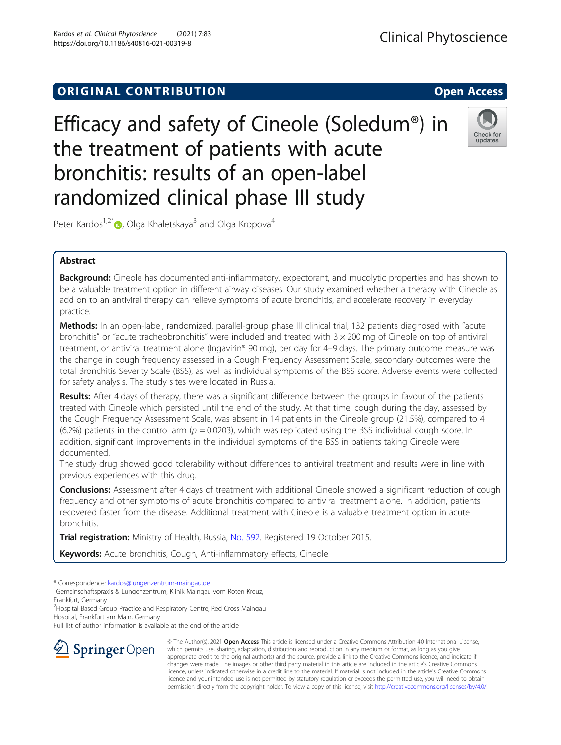ORIGINAL CONTRIBUTION

Open Access

# Efficacy and safety of Cineole (Soledum®) in the treatment of patients with acute bronchitis: results of an open-label randomized clinical phase III study

Peter Kardos[1,2*], Olga Khaletskaya[3] and Olga Kropova[4]

## Abstract

**Background:** Cineole has documented anti-inflammatory, expectorant, and mucolytic properties and has shown to be a valuable treatment option in different airway diseases. Our study examined whether a therapy with Cineole as add on to an antiviral therapy can relieve symptoms of acute bronchitis, and accelerate recovery in everyday practice.

**Methods:** In an open-label, randomized, parallel-group phase III clinical trial, 132 patients diagnosed with "acute bronchitis" or "acute tracheobronchitis" were included and treated with 3 × 200 mg of Cineole on top of antiviral treatment, or antiviral treatment alone (Ingavirin® 90 mg), per day for 4–9 days. The primary outcome measure was the change in cough frequency assessed in a Cough Frequency Assessment Scale, secondary outcomes were the total Bronchitis Severity Scale (BSS), as well as individual symptoms of the BSS score. Adverse events were collected for safety analysis. The study sites were located in Russia.

**Results:** After 4 days of therapy, there was a significant difference between the groups in favour of the patients treated with Cineole which persisted until the end of the study. At that time, cough during the day, assessed by the Cough Frequency Assessment Scale, was absent in 14 patients in the Cineole group (21.5%), compared to 4 (6.2%) patients in the control arm ($p = 0.0203$), which was replicated using the BSS individual cough score. In addition, significant improvements in the individual symptoms of the BSS in patients taking Cineole were documented.

The study drug showed good tolerability without differences to antiviral treatment and results were in line with previous experiences with this drug.

**Conclusions:** Assessment after 4 days of treatment with additional Cineole showed a significant reduction of cough frequency and other symptoms of acute bronchitis compared to antiviral treatment alone. In addition, patients recovered faster from the disease. Additional treatment with Cineole is a valuable treatment option in acute bronchitis.

**Trial registration:** Ministry of Health, Russia, No. 592. Registered 19 October 2015.

**Keywords:** Acute bronchitis, Cough, Anti-inflammatory effects, Cineole

\* Correspondence: kardos@lungenzentrum-maingau.de

[1]Gemeinschaftspraxis & Lungenzentrum, Klinik Maingau vom Roten Kreuz, Frankfurt, Germany

[2]Hospital Based Group Practice and Respiratory Centre, Red Cross Maingau Hospital, Frankfurt am Main, Germany

Full list of author information is available at the end of the article

© The Author(s). 2021 **Open Access** This article is licensed under a Creative Commons Attribution 4.0 International License, which permits use, sharing, adaptation, distribution and reproduction in any medium or format, as long as you give appropriate credit to the original author(s) and the source, provide a link to the Creative Commons licence, and indicate if changes were made. The images or other third party material in this article are included in the article's Creative Commons licence, unless indicated otherwise in a credit line to the material. If material is not included in the article's Creative Commons licence and your intended use is not permitted by statutory regulation or exceeds the permitted use, you will need to obtain permission directly from the copyright holder. To view a copy of this licence, visit http://creativecommons.org/licenses/by/4.0/.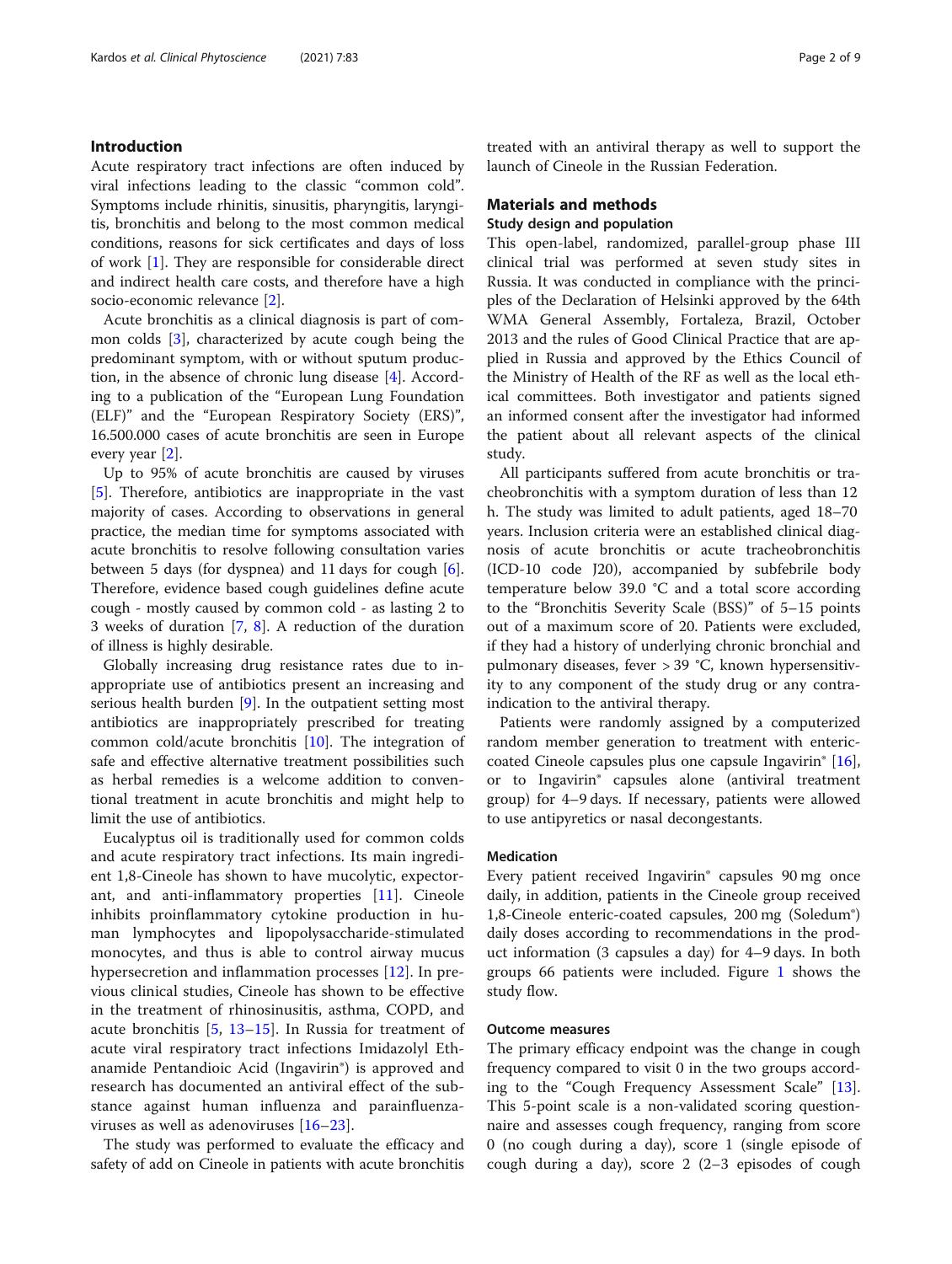## Introduction

Acute respiratory tract infections are often induced by viral infections leading to the classic "common cold". Symptoms include rhinitis, sinusitis, pharyngitis, laryngitis, bronchitis and belong to the most common medical conditions, reasons for sick certificates and days of loss of work [1]. They are responsible for considerable direct and indirect health care costs, and therefore have a high socio-economic relevance [2].

Acute bronchitis as a clinical diagnosis is part of common colds [3], characterized by acute cough being the predominant symptom, with or without sputum production, in the absence of chronic lung disease [4]. According to a publication of the "European Lung Foundation (ELF)" and the "European Respiratory Society (ERS)", 16.500.000 cases of acute bronchitis are seen in Europe every year [2].

Up to 95% of acute bronchitis are caused by viruses [5]. Therefore, antibiotics are inappropriate in the vast majority of cases. According to observations in general practice, the median time for symptoms associated with acute bronchitis to resolve following consultation varies between 5 days (for dyspnea) and 11 days for cough [6]. Therefore, evidence based cough guidelines define acute cough - mostly caused by common cold - as lasting 2 to 3 weeks of duration [7, 8]. A reduction of the duration of illness is highly desirable.

Globally increasing drug resistance rates due to inappropriate use of antibiotics present an increasing and serious health burden [9]. In the outpatient setting most antibiotics are inappropriately prescribed for treating common cold/acute bronchitis [10]. The integration of safe and effective alternative treatment possibilities such as herbal remedies is a welcome addition to conventional treatment in acute bronchitis and might help to limit the use of antibiotics.

Eucalyptus oil is traditionally used for common colds and acute respiratory tract infections. Its main ingredient 1,8-Cineole has shown to have mucolytic, expectorant, and anti-inflammatory properties [11]. Cineole inhibits proinflammatory cytokine production in human lymphocytes and lipopolysaccharide-stimulated monocytes, and thus is able to control airway mucus hypersecretion and inflammation processes [12]. In previous clinical studies, Cineole has shown to be effective in the treatment of rhinosinusitis, asthma, COPD, and acute bronchitis [5, 13–15]. In Russia for treatment of acute viral respiratory tract infections Imidazolyl Ethanamide Pentandioic Acid (Ingavirin®) is approved and research has documented an antiviral effect of the substance against human influenza and parainfluenza-viruses as well as adenoviruses [16–23].

The study was performed to evaluate the efficacy and safety of add on Cineole in patients with acute bronchitis treated with an antiviral therapy as well to support the launch of Cineole in the Russian Federation.

## Materials and methods

### Study design and population

This open-label, randomized, parallel-group phase III clinical trial was performed at seven study sites in Russia. It was conducted in compliance with the principles of the Declaration of Helsinki approved by the 64th WMA General Assembly, Fortaleza, Brazil, October 2013 and the rules of Good Clinical Practice that are applied in Russia and approved by the Ethics Council of the Ministry of Health of the RF as well as the local ethical committees. Both investigator and patients signed an informed consent after the investigator had informed the patient about all relevant aspects of the clinical study.

All participants suffered from acute bronchitis or tracheobronchitis with a symptom duration of less than 12 h. The study was limited to adult patients, aged 18–70 years. Inclusion criteria were an established clinical diagnosis of acute bronchitis or acute tracheobronchitis (ICD-10 code J20), accompanied by subfebrile body temperature below 39.0 °C and a total score according to the "Bronchitis Severity Scale (BSS)" of 5–15 points out of a maximum score of 20. Patients were excluded, if they had a history of underlying chronic bronchial and pulmonary diseases, fever > 39 °C, known hypersensitivity to any component of the study drug or any contraindication to the antiviral therapy.

Patients were randomly assigned by a computerized random member generation to treatment with enteric-coated Cineole capsules plus one capsule Ingavirin® [16], or to Ingavirin® capsules alone (antiviral treatment group) for 4–9 days. If necessary, patients were allowed to use antipyretics or nasal decongestants.

### Medication

Every patient received Ingavirin® capsules 90 mg once daily, in addition, patients in the Cineole group received 1,8-Cineole enteric-coated capsules, 200 mg (Soledum®) daily doses according to recommendations in the product information (3 capsules a day) for 4–9 days. In both groups 66 patients were included. Figure 1 shows the study flow.

### Outcome measures

The primary efficacy endpoint was the change in cough frequency compared to visit 0 in the two groups according to the "Cough Frequency Assessment Scale" [13]. This 5-point scale is a non-validated scoring questionnaire and assesses cough frequency, ranging from score 0 (no cough during a day), score 1 (single episode of cough during a day), score 2 (2–3 episodes of cough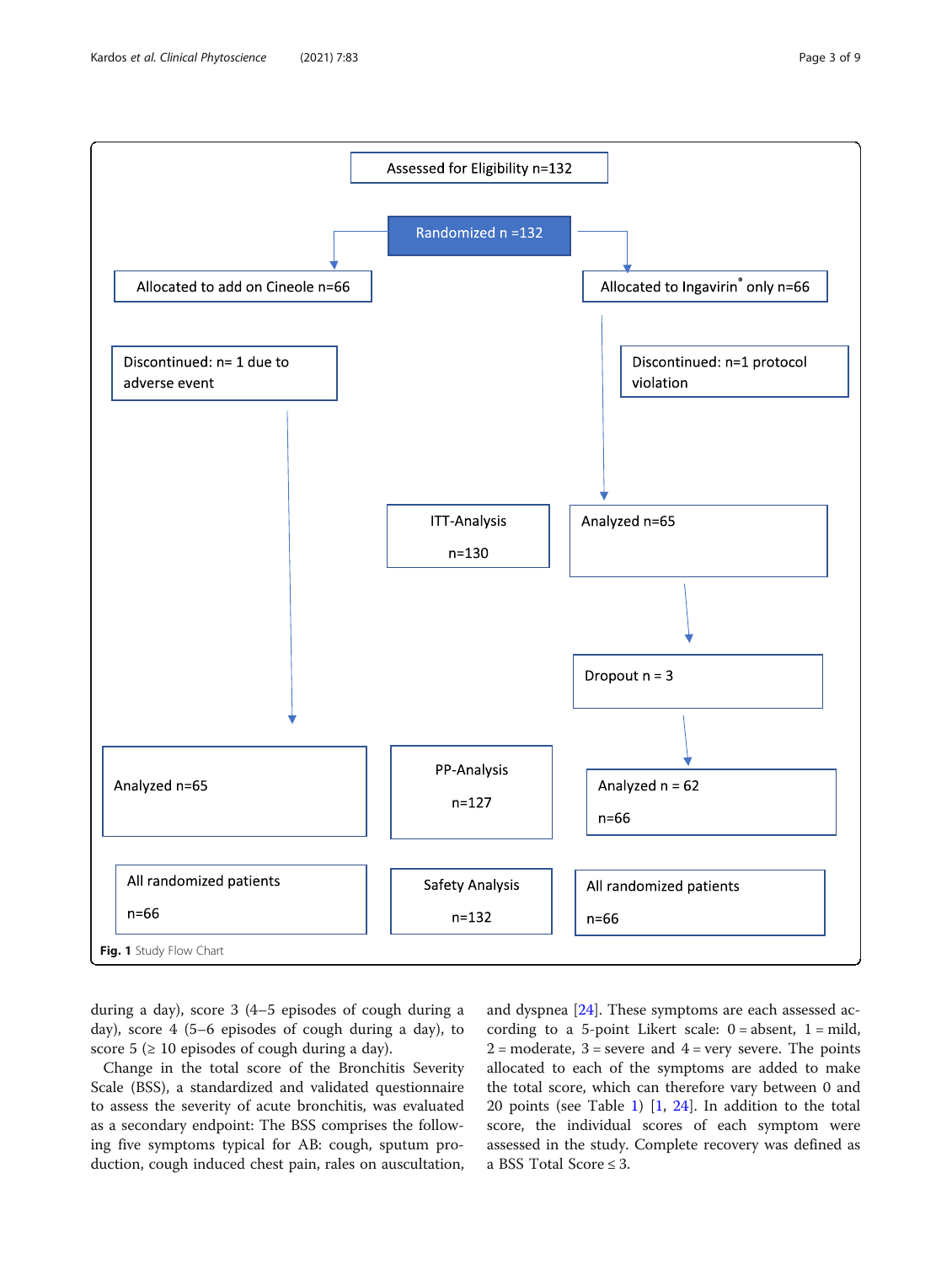Assessed for Eligibility n=132

Randomized n =132

Allocated to add on Cineole n=66

Allocated to Ingavirin® only n=66

Discontinued: n= 1 due to adverse event

Discontinued: n=1 protocol violation

ITT-Analysis n=130

Analyzed n=65

Dropout n = 3

Analyzed n=65

PP-Analysis n=127

Analyzed n = 62

n=66

All randomized patients n=66

Safety Analysis n=132

All randomized patients n=66

**Fig. 1** Study Flow Chart

during a day), score 3 (4–5 episodes of cough during a day), score 4 (5–6 episodes of cough during a day), to score 5 (≥ 10 episodes of cough during a day).

Change in the total score of the Bronchitis Severity Scale (BSS), a standardized and validated questionnaire to assess the severity of acute bronchitis, was evaluated as a secondary endpoint: The BSS comprises the following five symptoms typical for AB: cough, sputum production, cough induced chest pain, rales on auscultation, and dyspnea [24]. These symptoms are each assessed according to a 5-point Likert scale: 0 = absent, 1 = mild, 2 = moderate, 3 = severe and 4 = very severe. The points allocated to each of the symptoms are added to make the total score, which can therefore vary between 0 and 20 points (see Table 1) [1, 24]. In addition to the total score, the individual scores of each symptom were assessed in the study. Complete recovery was defined as a BSS Total Score ≤ 3.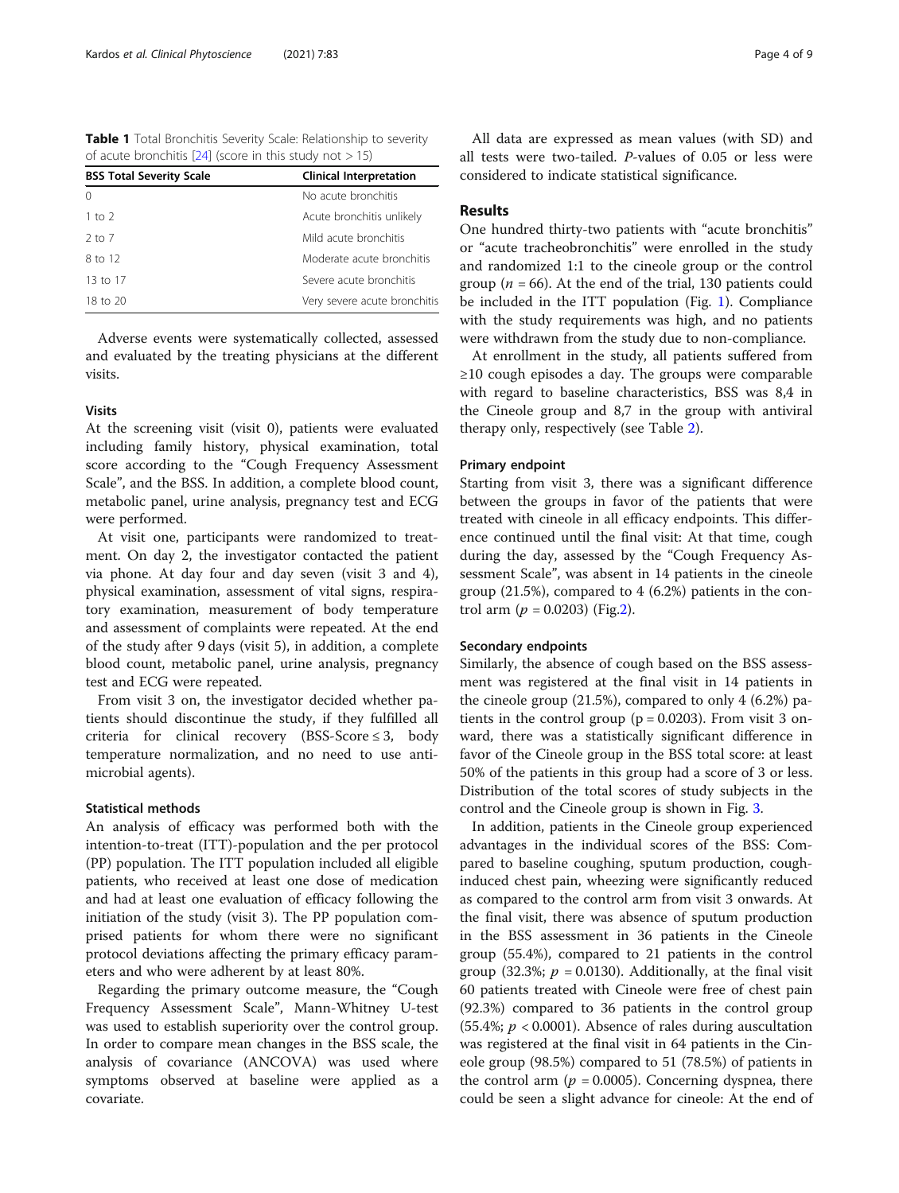**Table 1** Total Bronchitis Severity Scale: Relationship to severity of acute bronchitis [24] (score in this study not > 15)

| BSS Total Severity Scale | Clinical Interpretation |
| --- | --- |
| 0 | No acute bronchitis |
| 1 to 2 | Acute bronchitis unlikely |
| 2 to 7 | Mild acute bronchitis |
| 8 to 12 | Moderate acute bronchitis |
| 13 to 17 | Severe acute bronchitis |
| 18 to 20 | Very severe acute bronchitis |

Adverse events were systematically collected, assessed and evaluated by the treating physicians at the different visits.

### Visits

At the screening visit (visit 0), patients were evaluated including family history, physical examination, total score according to the "Cough Frequency Assessment Scale", and the BSS. In addition, a complete blood count, metabolic panel, urine analysis, pregnancy test and ECG were performed.

At visit one, participants were randomized to treatment. On day 2, the investigator contacted the patient via phone. At day four and day seven (visit 3 and 4), physical examination, assessment of vital signs, respiratory examination, measurement of body temperature and assessment of complaints were repeated. At the end of the study after 9 days (visit 5), in addition, a complete blood count, metabolic panel, urine analysis, pregnancy test and ECG were repeated.

From visit 3 on, the investigator decided whether patients should discontinue the study, if they fulfilled all criteria for clinical recovery (BSS-Score ≤ 3, body temperature normalization, and no need to use antimicrobial agents).

### Statistical methods

An analysis of efficacy was performed both with the intention-to-treat (ITT)-population and the per protocol (PP) population. The ITT population included all eligible patients, who received at least one dose of medication and had at least one evaluation of efficacy following the initiation of the study (visit 3). The PP population comprised patients for whom there were no significant protocol deviations affecting the primary efficacy parameters and who were adherent by at least 80%.

Regarding the primary outcome measure, the "Cough Frequency Assessment Scale", Mann-Whitney U-test was used to establish superiority over the control group. In order to compare mean changes in the BSS scale, the analysis of covariance (ANCOVA) was used where symptoms observed at baseline were applied as a covariate.

All data are expressed as mean values (with SD) and all tests were two-tailed. *P*-values of 0.05 or less were considered to indicate statistical significance.

## Results

One hundred thirty-two patients with "acute bronchitis" or "acute tracheobronchitis" were enrolled in the study and randomized 1:1 to the cineole group or the control group ($n = 66$). At the end of the trial, 130 patients could be included in the ITT population (Fig. 1). Compliance with the study requirements was high, and no patients were withdrawn from the study due to non-compliance.

At enrollment in the study, all patients suffered from ≥10 cough episodes a day. The groups were comparable with regard to baseline characteristics, BSS was 8,4 in the Cineole group and 8,7 in the group with antiviral therapy only, respectively (see Table 2).

### Primary endpoint

Starting from visit 3, there was a significant difference between the groups in favor of the patients that were treated with cineole in all efficacy endpoints. This difference continued until the final visit: At that time, cough during the day, assessed by the "Cough Frequency Assessment Scale", was absent in 14 patients in the cineole group (21.5%), compared to 4 (6.2%) patients in the control arm ($p = 0.0203$) (Fig.2).

### Secondary endpoints

Similarly, the absence of cough based on the BSS assessment was registered at the final visit in 14 patients in the cineole group (21.5%), compared to only 4 (6.2%) patients in the control group ($p = 0.0203$). From visit 3 onward, there was a statistically significant difference in favor of the Cineole group in the BSS total score: at least 50% of the patients in this group had a score of 3 or less. Distribution of the total scores of study subjects in the control and the Cineole group is shown in Fig. 3.

In addition, patients in the Cineole group experienced advantages in the individual scores of the BSS: Compared to baseline coughing, sputum production, cough-induced chest pain, wheezing were significantly reduced as compared to the control arm from visit 3 onwards. At the final visit, there was absence of sputum production in the BSS assessment in 36 patients in the Cineole group (55.4%), compared to 21 patients in the control group (32.3%; $p = 0.0130$). Additionally, at the final visit 60 patients treated with Cineole were free of chest pain (92.3%) compared to 36 patients in the control group (55.4%; $p < 0.0001$). Absence of rales during auscultation was registered at the final visit in 64 patients in the Cineole group (98.5%) compared to 51 (78.5%) of patients in the control arm ($p = 0.0005$). Concerning dyspnea, there could be seen a slight advance for cineole: At the end of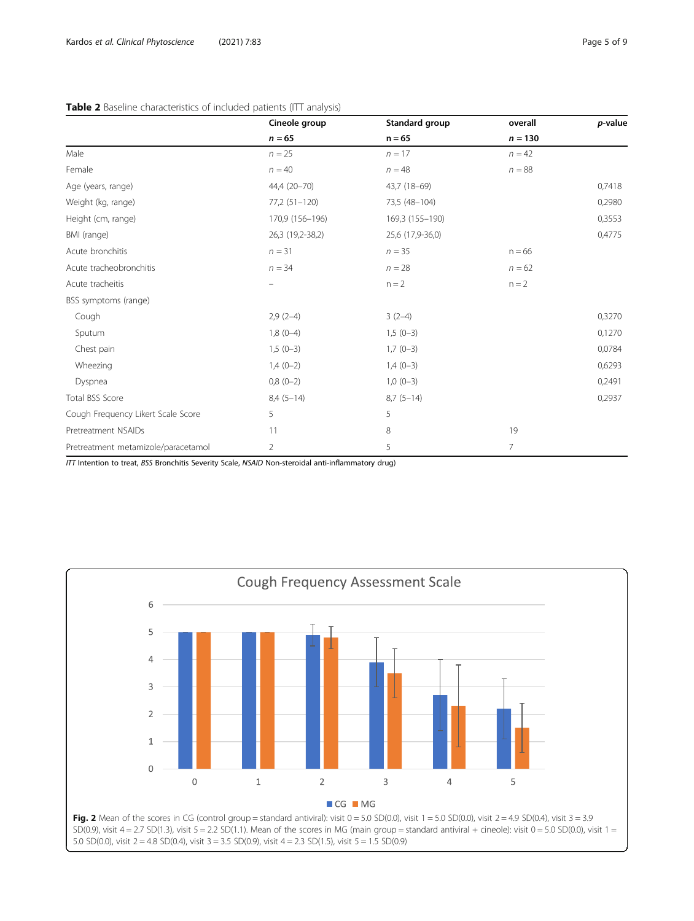**Table 2** Baseline characteristics of included patients (ITT analysis)

| | Cineole group | Standard group | overall | *p*-value |
|---|---|---|---|---|
| | **n = 65** | **n = 65** | **n = 130** | |
| Male | *n* = 25 | *n* = 17 | *n* = 42 | |
| Female | *n* = 40 | *n* = 48 | *n* = 88 | |
| Age (years, range) | 44,4 (20–70) | 43,7 (18–69) | | 0,7418 |
| Weight (kg, range) | 77,2 (51–120) | 73,5 (48–104) | | 0,2980 |
| Height (cm, range) | 170,9 (156–196) | 169,3 (155–190) | | 0,3553 |
| BMI (range) | 26,3 (19,2-38,2) | 25,6 (17,9-36,0) | | 0,4775 |
| Acute bronchitis | *n* = 31 | *n* = 35 | n = 66 | |
| Acute tracheobronchitis | *n* = 34 | *n* = 28 | *n* = 62 | |
| Acute tracheitis | – | n = 2 | n = 2 | |
| BSS symptoms (range) | | | | |
| Cough | 2,9 (2–4) | 3 (2–4) | | 0,3270 |
| Sputum | 1,8 (0–4) | 1,5 (0–3) | | 0,1270 |
| Chest pain | 1,5 (0–3) | 1,7 (0–3) | | 0,0784 |
| Wheezing | 1,4 (0–2) | 1,4 (0–3) | | 0,6293 |
| Dyspnea | 0,8 (0–2) | 1,0 (0–3) | | 0,2491 |
| Total BSS Score | 8,4 (5–14) | 8,7 (5–14) | | 0,2937 |
| Cough Frequency Likert Scale Score | 5 | 5 | | |
| Pretreatment NSAIDs | 11 | 8 | 19 | |
| Pretreatment metamizole/paracetamol | 2 | 5 | 7 | |

*ITT* Intention to treat, *BSS* Bronchitis Severity Scale, *NSAID* Non-steroidal anti-inflammatory drug)

**Fig. 2** Mean of the scores in CG (control group = standard antiviral): visit 0 = 5.0 SD(0.0), visit 1 = 5.0 SD(0.0), visit 2 = 4.9 SD(0.4), visit 3 = 3.9 SD(0.9), visit 4 = 2.7 SD(1.3), visit 5 = 2.2 SD(1.1). Mean of the scores in MG (main group = standard antiviral + cineole): visit 0 = 5.0 SD(0.0), visit 1 = 5.0 SD(0.0), visit 2 = 4.8 SD(0.4), visit 3 = 3.5 SD(0.9), visit 4 = 2.3 SD(1.5), visit 5 = 1.5 SD(0.9)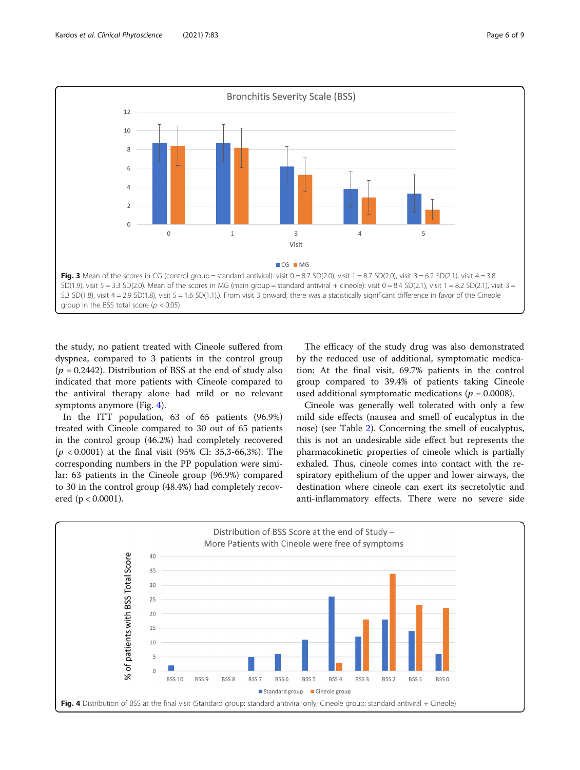Fig. 3 Mean of the scores in CG (control group = standard antiviral): visit 0 = 8.7 SD(2.0), visit 1 = 8.7 SD(2.0), visit 3 = 6.2 SD(2.1), visit 4 = 3.8 SD(1.9), visit 5 = 3.3 SD(2.0). Mean of the scores in MG (main group = standard antiviral + cineole): visit 0 = 8.4 SD(2.1), visit 1 = 8.2 SD(2.1), visit 3 = 5.3 SD(1.8), visit 4 = 2.9 SD(1.8), visit 5 = 1.6 SD(1.1).). From visit 3 onward, there was a statistically significant difference in favor of the Cineole group in the BSS total score ($p < 0.05$)

the study, no patient treated with Cineole suffered from dyspnea, compared to 3 patients in the control group ($p = 0.2442$). Distribution of BSS at the end of study also indicated that more patients with Cineole compared to the antiviral therapy alone had mild or no relevant symptoms anymore (Fig. 4).

In the ITT population, 63 of 65 patients (96.9%) treated with Cineole compared to 30 out of 65 patients in the control group (46.2%) had completely recovered ($p < 0.0001$) at the final visit (95% CI: 35,3-66,3%). The corresponding numbers in the PP population were similar: 63 patients in the Cineole group (96.9%) compared to 30 in the control group (48.4%) had completely recovered ($p < 0.0001$).

The efficacy of the study drug was also demonstrated by the reduced use of additional, symptomatic medication: At the final visit, 69.7% patients in the control group compared to 39.4% of patients taking Cineole used additional symptomatic medications ($p = 0.0008$).

Cineole was generally well tolerated with only a few mild side effects (nausea and smell of eucalyptus in the nose) (see Table 2). Concerning the smell of eucalyptus, this is not an undesirable side effect but represents the pharmacokinetic properties of cineole which is partially exhaled. Thus, cineole comes into contact with the respiratory epithelium of the upper and lower airways, the destination where cineole can exert its secretolytic and anti-inflammatory effects. There were no severe side

Fig. 4 Distribution of BSS at the final visit (Standard group: standard antiviral only; Cineole group: standard antiviral + Cineole)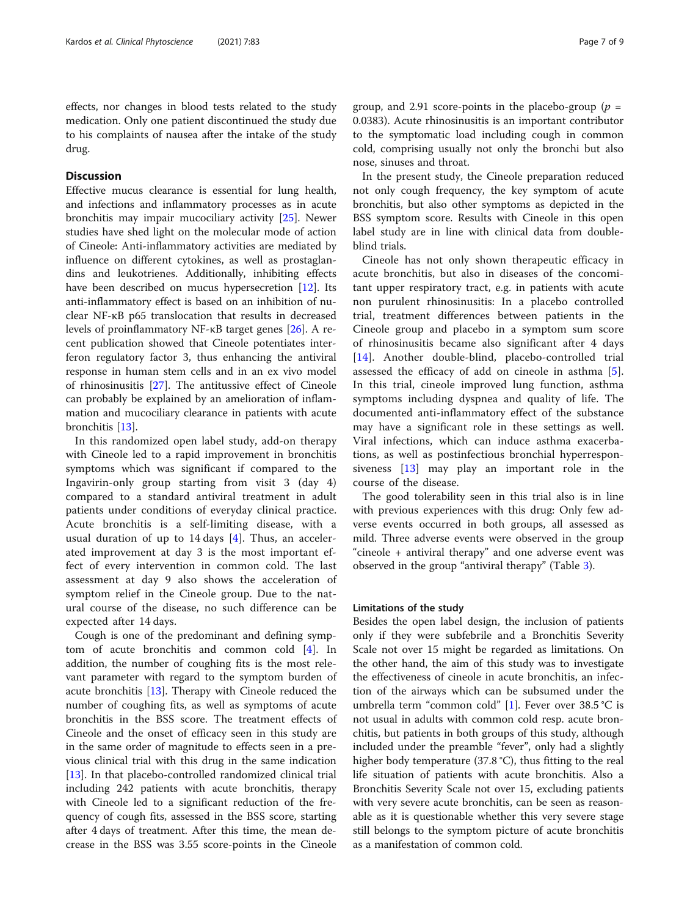effects, nor changes in blood tests related to the study medication. Only one patient discontinued the study due to his complaints of nausea after the intake of the study drug.

## Discussion

Effective mucus clearance is essential for lung health, and infections and inflammatory processes as in acute bronchitis may impair mucociliary activity [25]. Newer studies have shed light on the molecular mode of action of Cineole: Anti-inflammatory activities are mediated by influence on different cytokines, as well as prostaglandins and leukotrienes. Additionally, inhibiting effects have been described on mucus hypersecretion [12]. Its anti-inflammatory effect is based on an inhibition of nuclear NF-κB p65 translocation that results in decreased levels of proinflammatory NF-κB target genes [26]. A recent publication showed that Cineole potentiates interferon regulatory factor 3, thus enhancing the antiviral response in human stem cells and in an ex vivo model of rhinosinusitis [27]. The antitussive effect of Cineole can probably be explained by an amelioration of inflammation and mucociliary clearance in patients with acute bronchitis [13].

In this randomized open label study, add-on therapy with Cineole led to a rapid improvement in bronchitis symptoms which was significant if compared to the Ingavirin-only group starting from visit 3 (day 4) compared to a standard antiviral treatment in adult patients under conditions of everyday clinical practice. Acute bronchitis is a self-limiting disease, with a usual duration of up to 14 days [4]. Thus, an accelerated improvement at day 3 is the most important effect of every intervention in common cold. The last assessment at day 9 also shows the acceleration of symptom relief in the Cineole group. Due to the natural course of the disease, no such difference can be expected after 14 days.

Cough is one of the predominant and defining symptom of acute bronchitis and common cold [4]. In addition, the number of coughing fits is the most relevant parameter with regard to the symptom burden of acute bronchitis [13]. Therapy with Cineole reduced the number of coughing fits, as well as symptoms of acute bronchitis in the BSS score. The treatment effects of Cineole and the onset of efficacy seen in this study are in the same order of magnitude to effects seen in a previous clinical trial with this drug in the same indication [13]. In that placebo-controlled randomized clinical trial including 242 patients with acute bronchitis, therapy with Cineole led to a significant reduction of the frequency of cough fits, assessed in the BSS score, starting after 4 days of treatment. After this time, the mean decrease in the BSS was 3.55 score-points in the Cineole group, and 2.91 score-points in the placebo-group ($p = 0.0383$). Acute rhinosinusitis is an important contributor to the symptomatic load including cough in common cold, comprising usually not only the bronchi but also nose, sinuses and throat.

In the present study, the Cineole preparation reduced not only cough frequency, the key symptom of acute bronchitis, but also other symptoms as depicted in the BSS symptom score. Results with Cineole in this open label study are in line with clinical data from double-blind trials.

Cineole has not only shown therapeutic efficacy in acute bronchitis, but also in diseases of the concomitant upper respiratory tract, e.g. in patients with acute non purulent rhinosinusitis: In a placebo controlled trial, treatment differences between patients in the Cineole group and placebo in a symptom sum score of rhinosinusitis became also significant after 4 days [14]. Another double-blind, placebo-controlled trial assessed the efficacy of add on cineole in asthma [5]. In this trial, cineole improved lung function, asthma symptoms including dyspnea and quality of life. The documented anti-inflammatory effect of the substance may have a significant role in these settings as well. Viral infections, which can induce asthma exacerbations, as well as postinfectious bronchial hyperresponsiveness [13] may play an important role in the course of the disease.

The good tolerability seen in this trial also is in line with previous experiences with this drug: Only few adverse events occurred in both groups, all assessed as mild. Three adverse events were observed in the group "cineole + antiviral therapy" and one adverse event was observed in the group "antiviral therapy" (Table 3).

### Limitations of the study

Besides the open label design, the inclusion of patients only if they were subfebrile and a Bronchitis Severity Scale not over 15 might be regarded as limitations. On the other hand, the aim of this study was to investigate the effectiveness of cineole in acute bronchitis, an infection of the airways which can be subsumed under the umbrella term "common cold" [1]. Fever over 38.5 °C is not usual in adults with common cold resp. acute bronchitis, but patients in both groups of this study, although included under the preamble "fever", only had a slightly higher body temperature (37.8 °C), thus fitting to the real life situation of patients with acute bronchitis. Also a Bronchitis Severity Scale not over 15, excluding patients with very severe acute bronchitis, can be seen as reasonable as it is questionable whether this very severe stage still belongs to the symptom picture of acute bronchitis as a manifestation of common cold.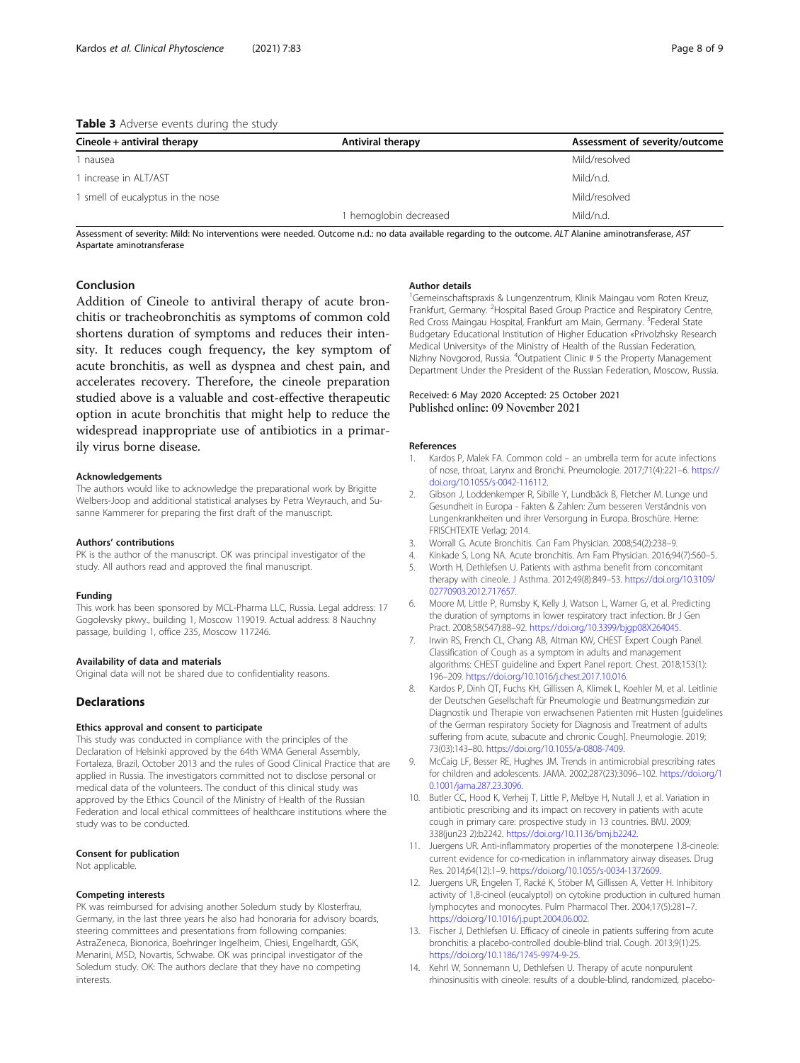**Table 3** Adverse events during the study

| Cineole + antiviral therapy | Antiviral therapy | Assessment of severity/outcome |
|---|---|---|
| 1 nausea | | Mild/resolved |
| 1 increase in ALT/AST | | Mild/n.d. |
| 1 smell of eucalyptus in the nose | | Mild/resolved |
| | 1 hemoglobin decreased | Mild/n.d. |

Assessment of severity: Mild: No interventions were needed. Outcome n.d.: no data available regarding to the outcome. *ALT* Alanine aminotransferase, *AST* Aspartate aminotransferase

## Conclusion

Addition of Cineole to antiviral therapy of acute bronchitis or tracheobronchitis as symptoms of common cold shortens duration of symptoms and reduces their intensity. It reduces cough frequency, the key symptom of acute bronchitis, as well as dyspnea and chest pain, and accelerates recovery. Therefore, the cineole preparation studied above is a valuable and cost-effective therapeutic option in acute bronchitis that might help to reduce the widespread inappropriate use of antibiotics in a primarily virus borne disease.

#### Acknowledgements

The authors would like to acknowledge the preparational work by Brigitte Welbers-Joop and additional statistical analyses by Petra Weyrauch, and Susanne Kammerer for preparing the first draft of the manuscript.

#### Authors' contributions

PK is the author of the manuscript. OK was principal investigator of the study. All authors read and approved the final manuscript.

#### Funding

This work has been sponsored by MCL-Pharma LLC, Russia. Legal address: 17 Gogolevsky pkwy., building 1, Moscow 119019. Actual address: 8 Nauchny passage, building 1, office 235, Moscow 117246.

#### Availability of data and materials

Original data will not be shared due to confidentiality reasons.

## Declarations

#### Ethics approval and consent to participate

This study was conducted in compliance with the principles of the Declaration of Helsinki approved by the 64th WMA General Assembly, Fortaleza, Brazil, October 2013 and the rules of Good Clinical Practice that are applied in Russia. The investigators committed not to disclose personal or medical data of the volunteers. The conduct of this clinical study was approved by the Ethics Council of the Ministry of Health of the Russian Federation and local ethical committees of healthcare institutions where the study was to be conducted.

#### Consent for publication

Not applicable.

#### Competing interests

PK was reimbursed for advising another Soledum study by Klosterfrau, Germany, in the last three years he also had honoraria for advisory boards, steering committees and presentations from following companies: AstraZeneca, Bionorica, Boehringer Ingelheim, Chiesi, Engelhardt, GSK, Menarini, MSD, Novartis, Schwabe. OK was principal investigator of the Soledum study. OK: The authors declare that they have no competing interests.

#### Author details

[1]Gemeinschaftspraxis & Lungenzentrum, Klinik Maingau vom Roten Kreuz, Frankfurt, Germany. [2]Hospital Based Group Practice and Respiratory Centre, Red Cross Maingau Hospital, Frankfurt am Main, Germany. [3]Federal State Budgetary Educational Institution of Higher Education «Privolzhsky Research Medical University» of the Ministry of Health of the Russian Federation, Nizhny Novgorod, Russia. [4]Outpatient Clinic # 5 the Property Management Department Under the President of the Russian Federation, Moscow, Russia.

Received: 6 May 2020 Accepted: 25 October 2021
Published online: 09 November 2021

#### References

1. Kardos P, Malek FA. Common cold – an umbrella term for acute infections of nose, throat, Larynx and Bronchi. Pneumologie. 2017;71(4):221–6. https://doi.org/10.1055/s-0042-116112.
2. Gibson J, Loddenkemper R, Sibille Y, Lundbäck B, Fletcher M. Lunge und Gesundheit in Europa - Fakten & Zahlen: Zum besseren Verständnis von Lungenkrankheiten und ihrer Versorgung in Europa. Broschüre. Herne: FRISCHTEXTE Verlag; 2014.
3. Worrall G. Acute Bronchitis. Can Fam Physician. 2008;54(2):238–9.
4. Kinkade S, Long NA. Acute bronchitis. Am Fam Physician. 2016;94(7):560–5.
5. Worth H, Dethlefsen U. Patients with asthma benefit from concomitant therapy with cineole. J Asthma. 2012;49(8):849–53. https://doi.org/10.3109/02770903.2012.717657.
6. Moore M, Little P, Rumsby K, Kelly J, Watson L, Warner G, et al. Predicting the duration of symptoms in lower respiratory tract infection. Br J Gen Pract. 2008;58(547):88–92. https://doi.org/10.3399/bjgp08X264045.
7. Irwin RS, French CL, Chang AB, Altman KW, CHEST Expert Cough Panel. Classification of Cough as a symptom in adults and management algorithms: CHEST guideline and Expert Panel report. Chest. 2018;153(1):196–209. https://doi.org/10.1016/j.chest.2017.10.016.
8. Kardos P, Dinh QT, Fuchs KH, Gillissen A, Klimek L, Koehler M, et al. Leitlinie der Deutschen Gesellschaft für Pneumologie und Beatmungsmedizin zur Diagnostik und Therapie von erwachsenen Patienten mit Husten [guidelines of the German respiratory Society for Diagnosis and Treatment of adults suffering from acute, subacute and chronic Cough]. Pneumologie. 2019;73(03):143–80. https://doi.org/10.1055/a-0808-7409.
9. McCaig LF, Besser RE, Hughes JM. Trends in antimicrobial prescribing rates for children and adolescents. JAMA. 2002;287(23):3096–102. https://doi.org/10.1001/jama.287.23.3096.
10. Butler CC, Hood K, Verheij T, Little P, Melbye H, Nutall J, et al. Variation in antibiotic prescribing and its impact on recovery in patients with acute cough in primary care: prospective study in 13 countries. BMJ. 2009;338(jun23 2):b2242. https://doi.org/10.1136/bmj.b2242.
11. Juergens UR. Anti-inflammatory properties of the monoterpene 1.8-cineole: current evidence for co-medication in inflammatory airway diseases. Drug Res. 2014;64(12):1–9. https://doi.org/10.1055/s-0034-1372609.
12. Juergens UR, Engelen T, Racké K, Stöber M, Gillissen A, Vetter H. Inhibitory activity of 1,8-cineol (eucalyptol) on cytokine production in cultured human lymphocytes and monocytes. Pulm Pharmacol Ther. 2004;17(5):281–7. https://doi.org/10.1016/j.pupt.2004.06.002.
13. Fischer J, Dethlefsen U. Efficacy of cineole in patients suffering from acute bronchitis: a placebo-controlled double-blind trial. Cough. 2013;9(1):25. https://doi.org/10.1186/1745-9974-9-25.
14. Kehrl W, Sonnemann U, Dethlefsen U. Therapy of acute nonpurulent rhinosinusitis with cineole: results of a double-blind, randomized, placebo-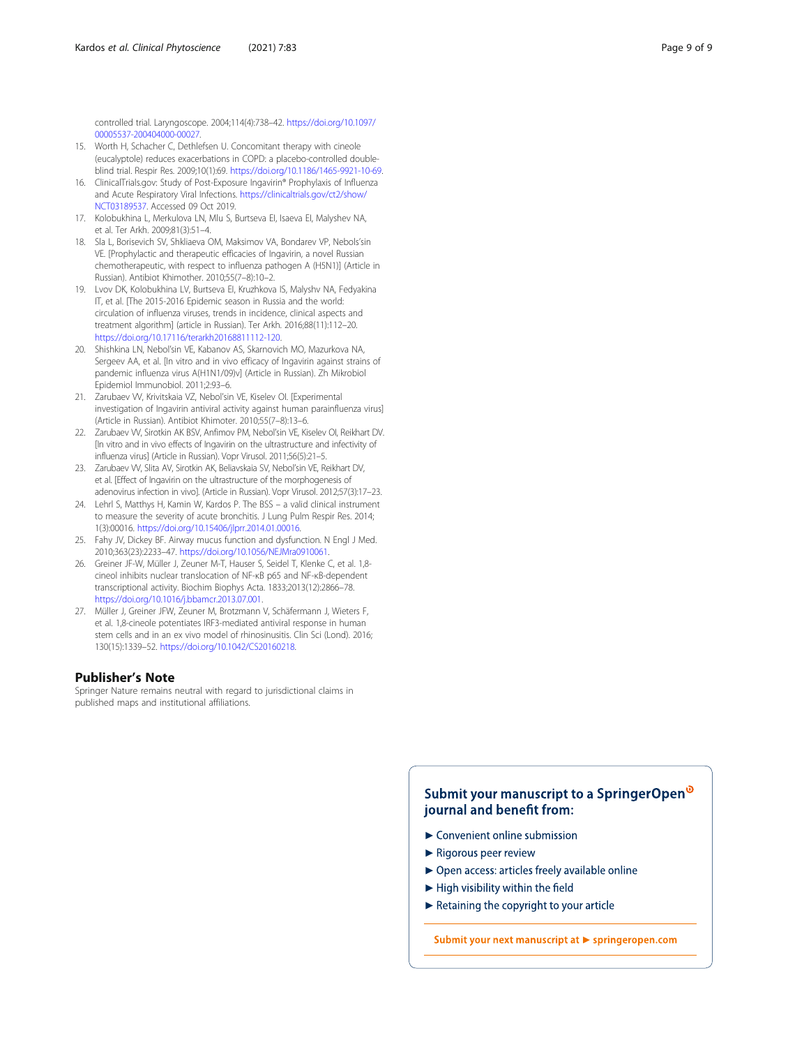controlled trial. Laryngoscope. 2004;114(4):738–42. https://doi.org/10.1097/00005537-200404000-00027.

15. Worth H, Schacher C, Dethlefsen U. Concomitant therapy with cineole (eucalyptole) reduces exacerbations in COPD: a placebo-controlled double-blind trial. Respir Res. 2009;10(1):69. https://doi.org/10.1186/1465-9921-10-69.
16. ClinicalTrials.gov: Study of Post-Exposure Ingavirin® Prophylaxis of Influenza and Acute Respiratory Viral Infections. https://clinicaltrials.gov/ct2/show/NCT03189537. Accessed 09 Oct 2019.
17. Kolobukhina L, Merkulova LN, Mlu S, Burtseva EI, Isaeva EI, Malyshev NA, et al. Ter Arkh. 2009;81(3):51–4.
18. Sla L, Borisevich SV, Shkliaeva OM, Maksimov VA, Bondarev VP, Nebols'sin VE. [Prophylactic and therapeutic efficacies of Ingavirin, a novel Russian chemotherapeutic, with respect to influenza pathogen A (H5N1)] (Article in Russian). Antibiot Khimother. 2010;55(7–8):10–2.
19. Lvov DK, Kolobukhina LV, Burtseva EI, Kruzhkova IS, Malyshv NA, Fedyakina IT, et al. [The 2015-2016 Epidemic season in Russia and the world: circulation of influenza viruses, trends in incidence, clinical aspects and treatment algorithm] (article in Russian). Ter Arkh. 2016;88(11):112–20. https://doi.org/10.17116/terarkh20168811112-120.
20. Shishkina LN, Nebol'sin VE, Kabanov AS, Skarnovich MO, Mazurkova NA, Sergeev AA, et al. [In vitro and in vivo efficacy of Ingavirin against strains of pandemic influenza virus A(H1N1/09)v] (Article in Russian). Zh Mikrobiol Epidemiol Immunobiol. 2011;2:93–6.
21. Zarubaev VV, Krivitskaia VZ, Nebol'sin VE, Kiselev OI. [Experimental investigation of Ingavirin antiviral activity against human parainfluenza virus] (Article in Russian). Antibiot Khimoter. 2010;55(7–8):13–6.
22. Zarubaev VV, Sirotkin AK BSV, Anfimov PM, Nebol'sin VE, Kiselev OI, Reikhart DV. [In vitro and in vivo effects of Ingavirin on the ultrastructure and infectivity of influenza virus] (Article in Russian). Vopr Virusol. 2011;56(5):21–5.
23. Zarubaev VV, Slita AV, Sirotkin AK, Beliavskaia SV, Nebol'sin VE, Reikhart DV, et al. [Effect of Ingavirin on the ultrastructure of the morphogenesis of adenovirus infection in vivo]. (Article in Russian). Vopr Virusol. 2012;57(3):17–23.
24. Lehrl S, Matthys H, Kamin W, Kardos P. The BSS – a valid clinical instrument to measure the severity of acute bronchitis. J Lung Pulm Respir Res. 2014;1(3):00016. https://doi.org/10.15406/jlprr.2014.01.00016.
25. Fahy JV, Dickey BF. Airway mucus function and dysfunction. N Engl J Med. 2010;363(23):2233–47. https://doi.org/10.1056/NEJMra0910061.
26. Greiner JF-W, Müller J, Zeuner M-T, Hauser S, Seidel T, Klenke C, et al. 1,8-cineol inhibits nuclear translocation of NF-κB p65 and NF-κB-dependent transcriptional activity. Biochim Biophys Acta. 1833;2013(12):2866–78. https://doi.org/10.1016/j.bbamcr.2013.07.001.
27. Müller J, Greiner JFW, Zeuner M, Brotzmann V, Schäfermann J, Wieters F, et al. 1,8-cineole potentiates IRF3-mediated antiviral response in human stem cells and in an ex vivo model of rhinosinusitis. Clin Sci (Lond). 2016;130(15):1339–52. https://doi.org/10.1042/CS20160218.

## Publisher's Note

Springer Nature remains neutral with regard to jurisdictional claims in published maps and institutional affiliations.

**Submit your manuscript to a SpringerOpen journal and benefit from:**

- ► Convenient online submission
- ► Rigorous peer review
- ► Open access: articles freely available online
- ► High visibility within the field
- ► Retaining the copyright to your article

**Submit your next manuscript at ► springeropen.com**